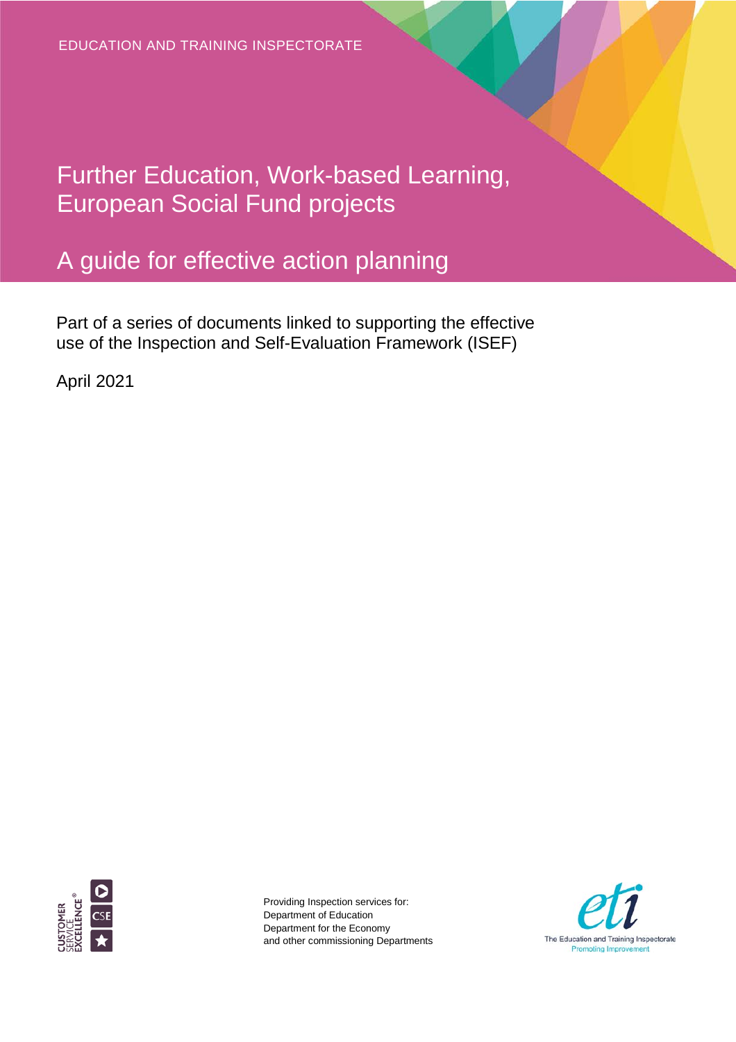EDUCATION AND TRAINING INSPECTORATE

# Further Education, Work-based Learning, European Social Fund projects

## A guide for effective action planning

Part of a series of documents linked to supporting the effective use of the Inspection and Self-Evaluation Framework (ISEF)

April 2021

Providing Inspection services for:
Department of Education
Department for the Economy
and other commissioning Departments

The Education and Training Inspectorate
Promoting Improvement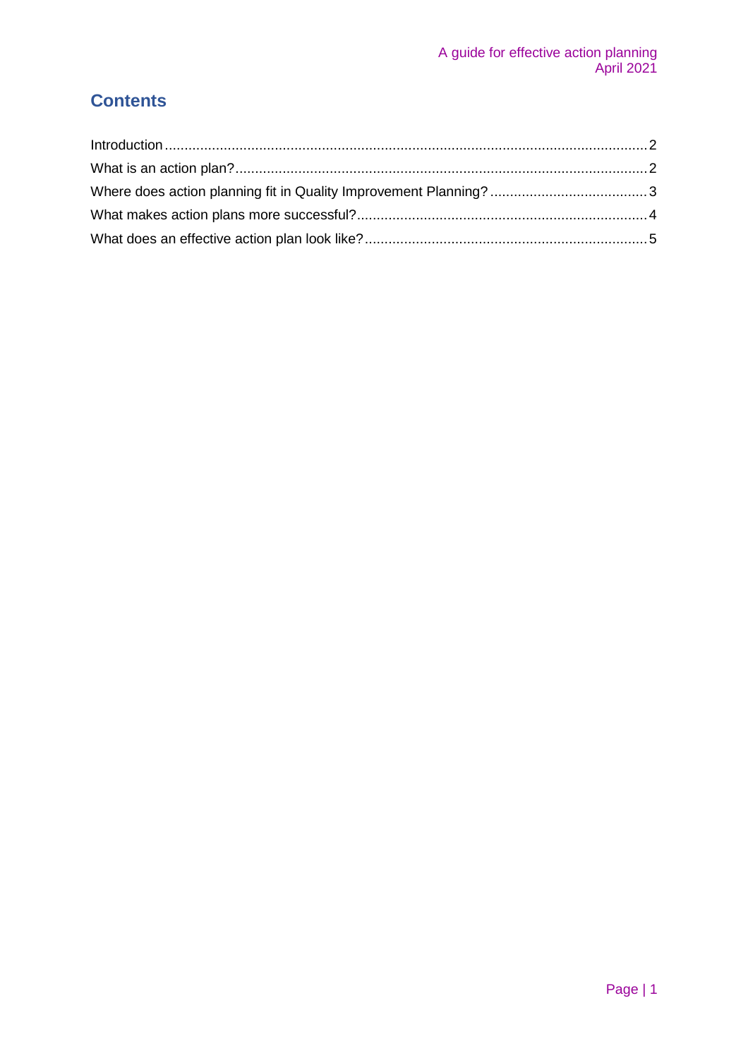## Contents

Introduction .......... 2
What is an action plan? .......... 2
Where does action planning fit in Quality Improvement Planning? .......... 3
What makes action plans more successful? .......... 4
What does an effective action plan look like? .......... 5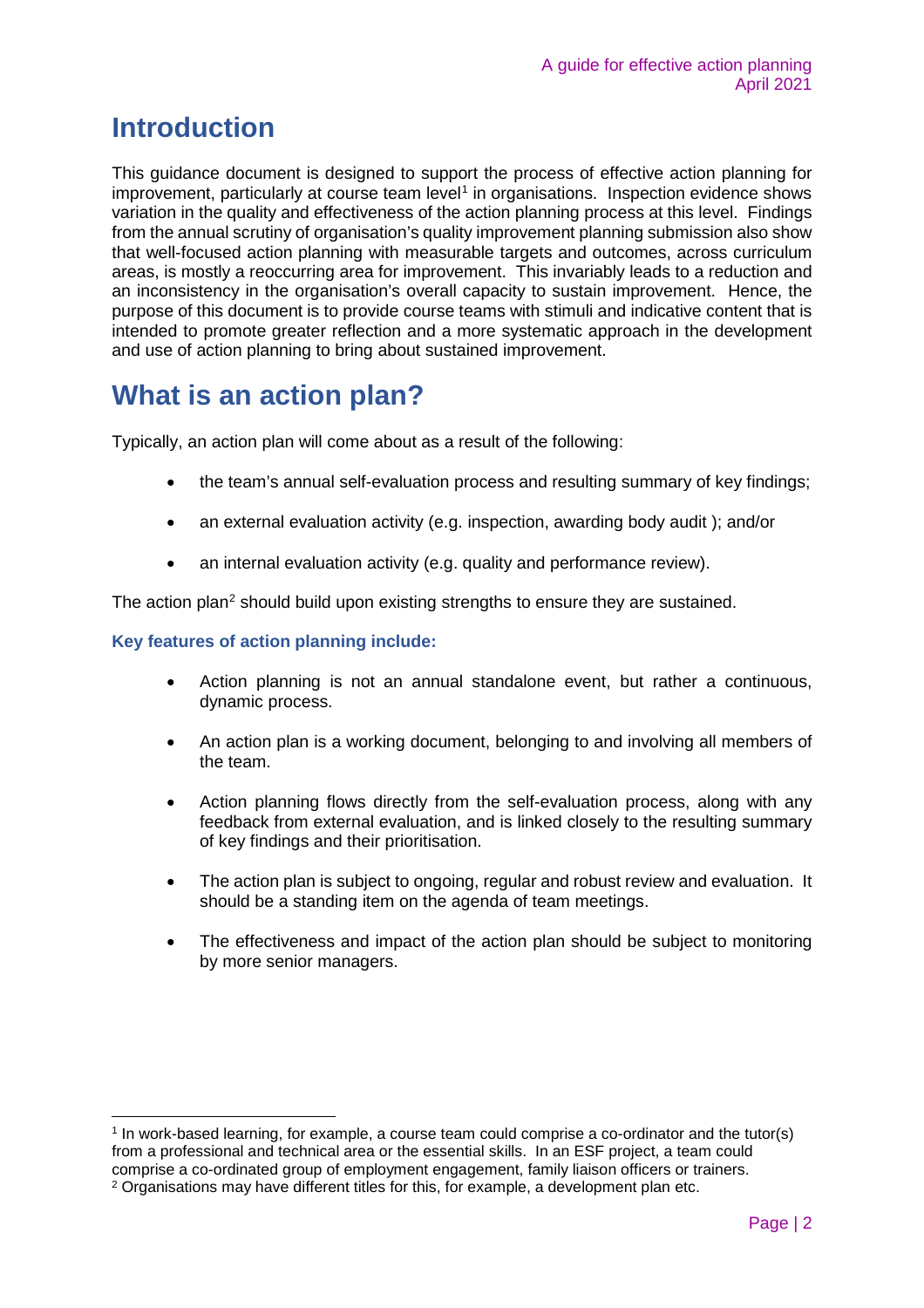## Introduction

This guidance document is designed to support the process of effective action planning for improvement, particularly at course team level[1] in organisations. Inspection evidence shows variation in the quality and effectiveness of the action planning process at this level. Findings from the annual scrutiny of organisation's quality improvement planning submission also show that well-focused action planning with measurable targets and outcomes, across curriculum areas, is mostly a reoccurring area for improvement. This invariably leads to a reduction and an inconsistency in the organisation's overall capacity to sustain improvement. Hence, the purpose of this document is to provide course teams with stimuli and indicative content that is intended to promote greater reflection and a more systematic approach in the development and use of action planning to bring about sustained improvement.

## What is an action plan?

Typically, an action plan will come about as a result of the following:

- the team's annual self-evaluation process and resulting summary of key findings;
- an external evaluation activity (e.g. inspection, awarding body audit ); and/or
- an internal evaluation activity (e.g. quality and performance review).

The action plan[2] should build upon existing strengths to ensure they are sustained.

### Key features of action planning include:

- Action planning is not an annual standalone event, but rather a continuous, dynamic process.
- An action plan is a working document, belonging to and involving all members of the team.
- Action planning flows directly from the self-evaluation process, along with any feedback from external evaluation, and is linked closely to the resulting summary of key findings and their prioritisation.
- The action plan is subject to ongoing, regular and robust review and evaluation. It should be a standing item on the agenda of team meetings.
- The effectiveness and impact of the action plan should be subject to monitoring by more senior managers.

---

[1] In work-based learning, for example, a course team could comprise a co-ordinator and the tutor(s) from a professional and technical area or the essential skills. In an ESF project, a team could comprise a co-ordinated group of employment engagement, family liaison officers or trainers.

[2] Organisations may have different titles for this, for example, a development plan etc.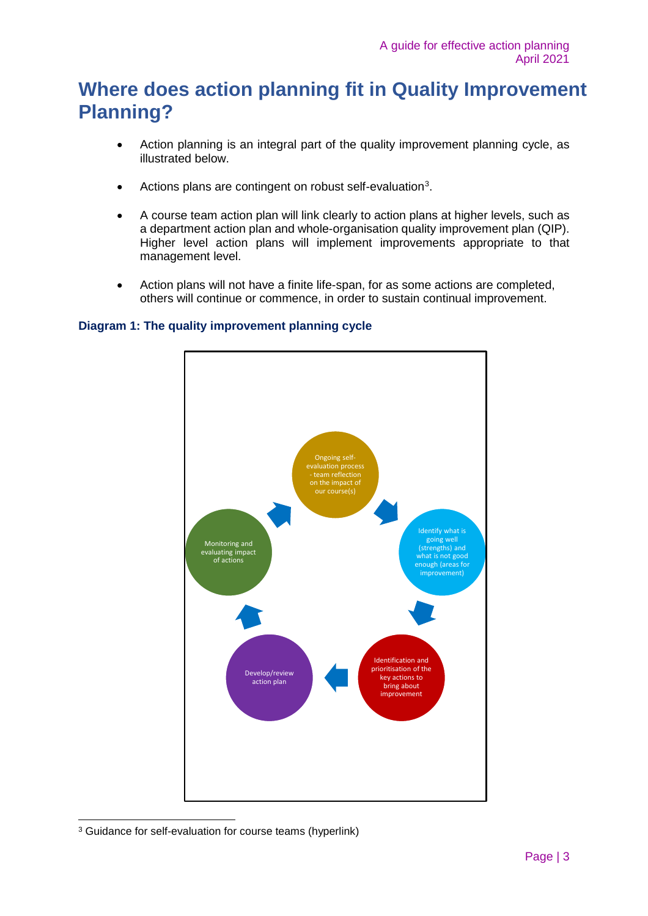# Where does action planning fit in Quality Improvement Planning?

- Action planning is an integral part of the quality improvement planning cycle, as illustrated below.
- Actions plans are contingent on robust self-evaluation[3].
- A course team action plan will link clearly to action plans at higher levels, such as a department action plan and whole-organisation quality improvement plan (QIP). Higher level action plans will implement improvements appropriate to that management level.
- Action plans will not have a finite life-span, for as some actions are completed, others will continue or commence, in order to sustain continual improvement.

**Diagram 1: The quality improvement planning cycle**

Ongoing self-evaluation process - team reflection on the impact of our course(s)

Identify what is going well (strengths) and what is not good enough (areas for improvement)

Identification and prioritisation of the key actions to bring about improvement

Develop/review action plan

Monitoring and evaluating impact of actions

[3] Guidance for self-evaluation for course teams (hyperlink)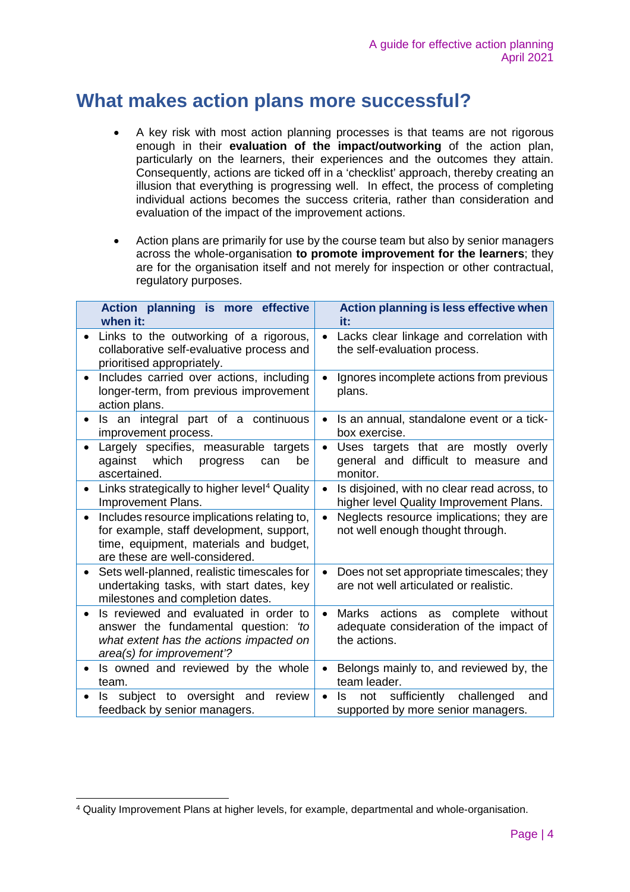## What makes action plans more successful?

- A key risk with most action planning processes is that teams are not rigorous enough in their **evaluation of the impact/outworking** of the action plan, particularly on the learners, their experiences and the outcomes they attain. Consequently, actions are ticked off in a 'checklist' approach, thereby creating an illusion that everything is progressing well. In effect, the process of completing individual actions becomes the success criteria, rather than consideration and evaluation of the impact of the improvement actions.

- Action plans are primarily for use by the course team but also by senior managers across the whole-organisation **to promote improvement for the learners**; they are for the organisation itself and not merely for inspection or other contractual, regulatory purposes.

| Action planning is more effective when it: | Action planning is less effective when it: |
|---|---|
| • Links to the outworking of a rigorous, collaborative self-evaluative process and prioritised appropriately. | • Lacks clear linkage and correlation with the self-evaluation process. |
| • Includes carried over actions, including longer-term, from previous improvement action plans. | • Ignores incomplete actions from previous plans. |
| • Is an integral part of a continuous improvement process. | • Is an annual, standalone event or a tick-box exercise. |
| • Largely specifies, measurable targets against which progress can be ascertained. | • Uses targets that are mostly overly general and difficult to measure and monitor. |
| • Links strategically to higher level[4] Quality Improvement Plans. | • Is disjoined, with no clear read across, to higher level Quality Improvement Plans. |
| • Includes resource implications relating to, for example, staff development, support, time, equipment, materials and budget, are these are well-considered. | • Neglects resource implications; they are not well enough thought through. |
| • Sets well-planned, realistic timescales for undertaking tasks, with start dates, key milestones and completion dates. | • Does not set appropriate timescales; they are not well articulated or realistic. |
| • Is reviewed and evaluated in order to answer the fundamental question: *'to what extent has the actions impacted on area(s) for improvement'?* | • Marks actions as complete without adequate consideration of the impact of the actions. |
| • Is owned and reviewed by the whole team. | • Belongs mainly to, and reviewed by, the team leader. |
| • Is subject to oversight and review feedback by senior managers. | • Is not sufficiently challenged and supported by more senior managers. |

[4] Quality Improvement Plans at higher levels, for example, departmental and whole-organisation.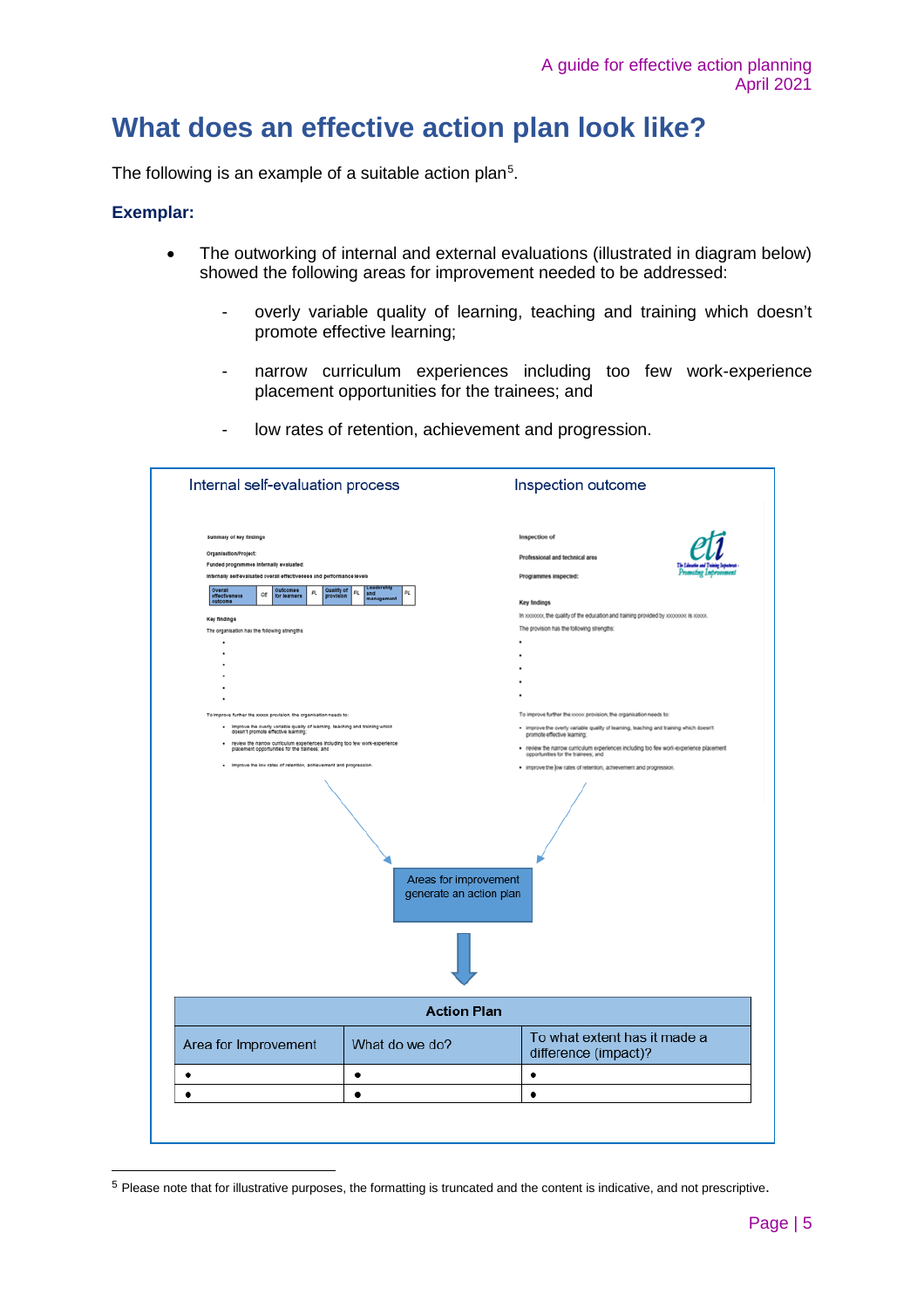# What does an effective action plan look like?

The following is an example of a suitable action plan[5].

**Exemplar:**

- The outworking of internal and external evaluations (illustrated in diagram below) showed the following areas for improvement needed to be addressed:
  - overly variable quality of learning, teaching and training which doesn't promote effective learning;
  - narrow curriculum experiences including too few work-experience placement opportunities for the trainees; and
  - low rates of retention, achievement and progression.

Internal self-evaluation process

Inspection outcome

Areas for improvement generate an action plan

| Action Plan | | |
|---|---|---|
| Area for Improvement | What do we do? | To what extent has it made a difference (impact)? |
| • | • | • |
| • | • | • |

[5] Please note that for illustrative purposes, the formatting is truncated and the content is indicative, and not prescriptive.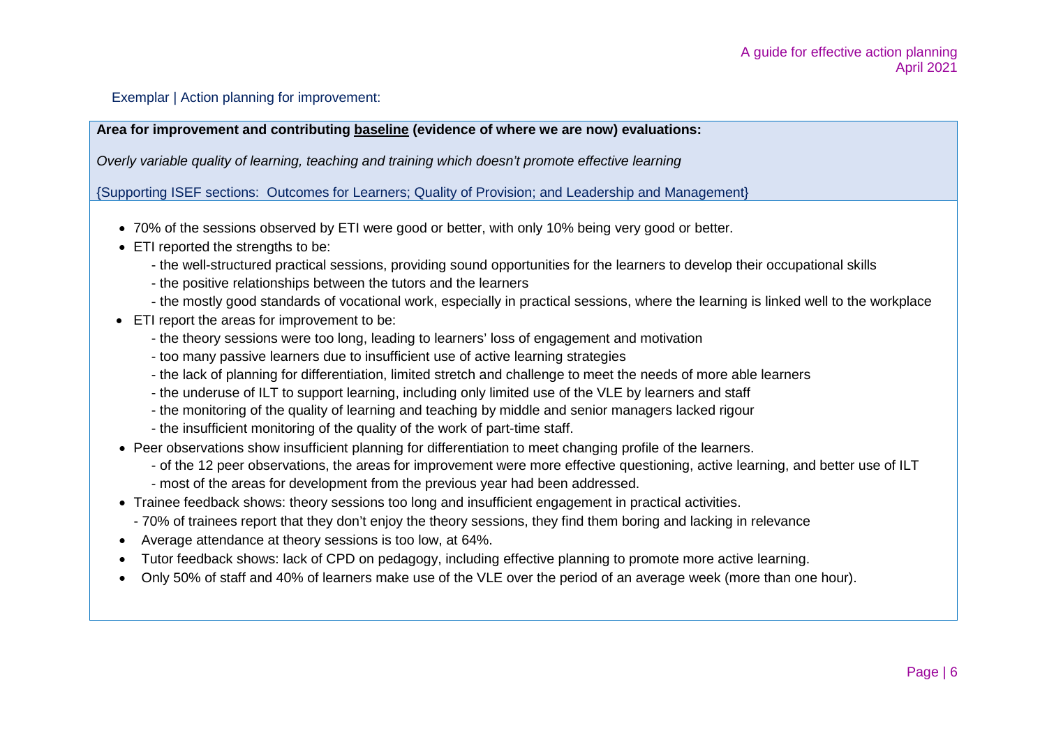Exemplar | Action planning for improvement:

**Area for improvement and contributing baseline (evidence of where we are now) evaluations:**

*Overly variable quality of learning, teaching and training which doesn't promote effective learning*

{Supporting ISEF sections: Outcomes for Learners; Quality of Provision; and Leadership and Management}

- 70% of the sessions observed by ETI were good or better, with only 10% being very good or better.
- ETI reported the strengths to be:
  - the well-structured practical sessions, providing sound opportunities for the learners to develop their occupational skills
  - the positive relationships between the tutors and the learners
  - the mostly good standards of vocational work, especially in practical sessions, where the learning is linked well to the workplace
- ETI report the areas for improvement to be:
  - the theory sessions were too long, leading to learners' loss of engagement and motivation
  - too many passive learners due to insufficient use of active learning strategies
  - the lack of planning for differentiation, limited stretch and challenge to meet the needs of more able learners
  - the underuse of ILT to support learning, including only limited use of the VLE by learners and staff
  - the monitoring of the quality of learning and teaching by middle and senior managers lacked rigour
  - the insufficient monitoring of the quality of the work of part-time staff.
- Peer observations show insufficient planning for differentiation to meet changing profile of the learners.
  - of the 12 peer observations, the areas for improvement were more effective questioning, active learning, and better use of ILT
  - most of the areas for development from the previous year had been addressed.
- Trainee feedback shows: theory sessions too long and insufficient engagement in practical activities.
  - 70% of trainees report that they don't enjoy the theory sessions, they find them boring and lacking in relevance
- Average attendance at theory sessions is too low, at 64%.
- Tutor feedback shows: lack of CPD on pedagogy, including effective planning to promote more active learning.
- Only 50% of staff and 40% of learners make use of the VLE over the period of an average week (more than one hour).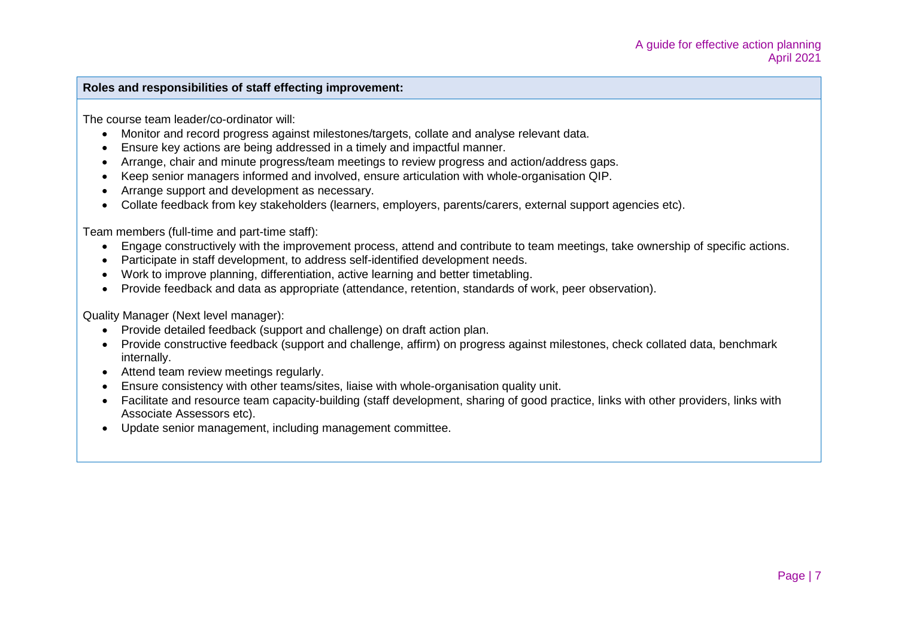**Roles and responsibilities of staff effecting improvement:**

The course team leader/co-ordinator will:

- Monitor and record progress against milestones/targets, collate and analyse relevant data.
- Ensure key actions are being addressed in a timely and impactful manner.
- Arrange, chair and minute progress/team meetings to review progress and action/address gaps.
- Keep senior managers informed and involved, ensure articulation with whole-organisation QIP.
- Arrange support and development as necessary.
- Collate feedback from key stakeholders (learners, employers, parents/carers, external support agencies etc).

Team members (full-time and part-time staff):

- Engage constructively with the improvement process, attend and contribute to team meetings, take ownership of specific actions.
- Participate in staff development, to address self-identified development needs.
- Work to improve planning, differentiation, active learning and better timetabling.
- Provide feedback and data as appropriate (attendance, retention, standards of work, peer observation).

Quality Manager (Next level manager):

- Provide detailed feedback (support and challenge) on draft action plan.
- Provide constructive feedback (support and challenge, affirm) on progress against milestones, check collated data, benchmark internally.
- Attend team review meetings regularly.
- Ensure consistency with other teams/sites, liaise with whole-organisation quality unit.
- Facilitate and resource team capacity-building (staff development, sharing of good practice, links with other providers, links with Associate Assessors etc).
- Update senior management, including management committee.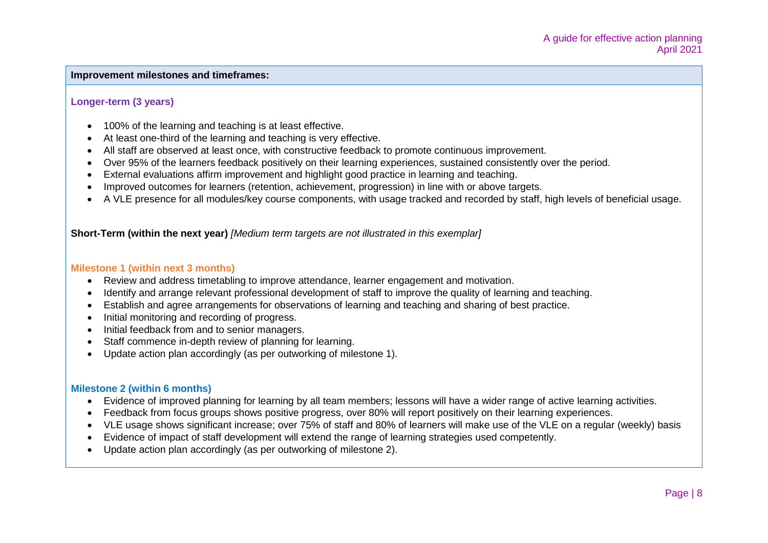**Improvement milestones and timeframes:**

### Longer-term (3 years)

- 100% of the learning and teaching is at least effective.
- At least one-third of the learning and teaching is very effective.
- All staff are observed at least once, with constructive feedback to promote continuous improvement.
- Over 95% of the learners feedback positively on their learning experiences, sustained consistently over the period.
- External evaluations affirm improvement and highlight good practice in learning and teaching.
- Improved outcomes for learners (retention, achievement, progression) in line with or above targets.
- A VLE presence for all modules/key course components, with usage tracked and recorded by staff, high levels of beneficial usage.

**Short-Term (within the next year)** *[Medium term targets are not illustrated in this exemplar]*

### Milestone 1 (within next 3 months)

- Review and address timetabling to improve attendance, learner engagement and motivation.
- Identify and arrange relevant professional development of staff to improve the quality of learning and teaching.
- Establish and agree arrangements for observations of learning and teaching and sharing of best practice.
- Initial monitoring and recording of progress.
- Initial feedback from and to senior managers.
- Staff commence in-depth review of planning for learning.
- Update action plan accordingly (as per outworking of milestone 1).

### Milestone 2 (within 6 months)

- Evidence of improved planning for learning by all team members; lessons will have a wider range of active learning activities.
- Feedback from focus groups shows positive progress, over 80% will report positively on their learning experiences.
- VLE usage shows significant increase; over 75% of staff and 80% of learners will make use of the VLE on a regular (weekly) basis
- Evidence of impact of staff development will extend the range of learning strategies used competently.
- Update action plan accordingly (as per outworking of milestone 2).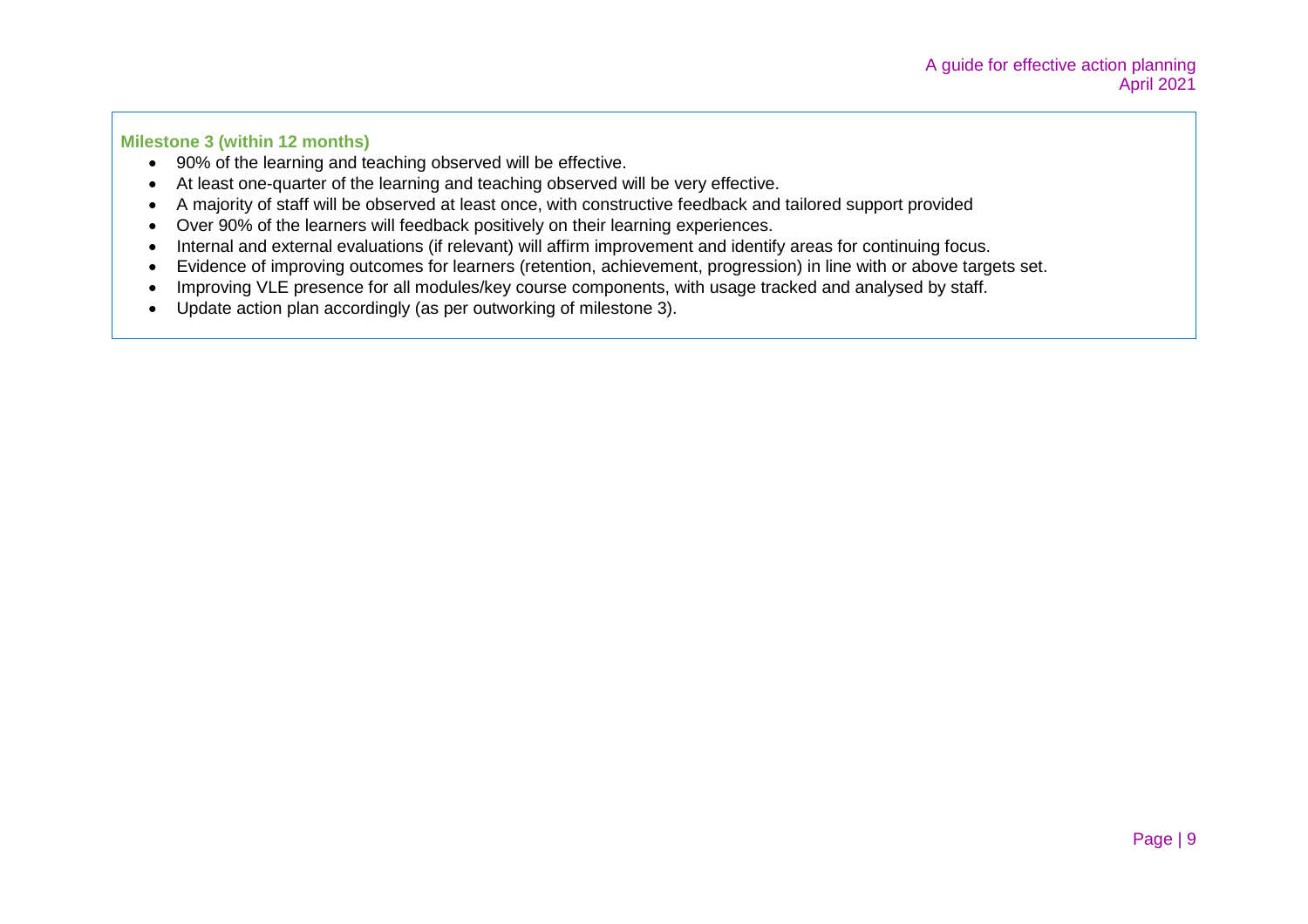**Milestone 3 (within 12 months)**

- 90% of the learning and teaching observed will be effective.
- At least one-quarter of the learning and teaching observed will be very effective.
- A majority of staff will be observed at least once, with constructive feedback and tailored support provided
- Over 90% of the learners will feedback positively on their learning experiences.
- Internal and external evaluations (if relevant) will affirm improvement and identify areas for continuing focus.
- Evidence of improving outcomes for learners (retention, achievement, progression) in line with or above targets set.
- Improving VLE presence for all modules/key course components, with usage tracked and analysed by staff.
- Update action plan accordingly (as per outworking of milestone 3).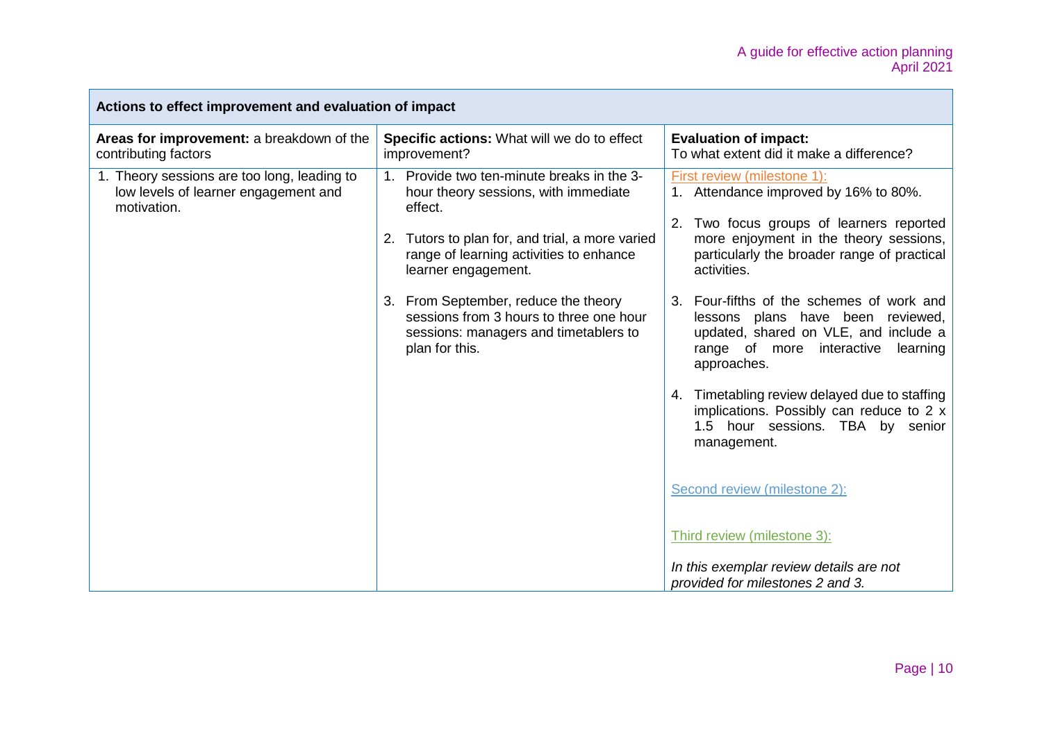| Actions to effect improvement and evaluation of impact | | |
|---|---|---|
| **Areas for improvement:** a breakdown of the contributing factors | **Specific actions:** What will we do to effect improvement? | **Evaluation of impact:** To what extent did it make a difference? |
| 1. Theory sessions are too long, leading to low levels of learner engagement and motivation. | 1. Provide two ten-minute breaks in the 3-hour theory sessions, with immediate effect.<br><br>2. Tutors to plan for, and trial, a more varied range of learning activities to enhance learner engagement.<br><br>3. From September, reduce the theory sessions from 3 hours to three one hour sessions: managers and timetablers to plan for this. | First review (milestone 1):<br>1. Attendance improved by 16% to 80%.<br><br>2. Two focus groups of learners reported more enjoyment in the theory sessions, particularly the broader range of practical activities.<br><br>3. Four-fifths of the schemes of work and lessons plans have been reviewed, updated, shared on VLE, and include a range of more interactive learning approaches.<br><br>4. Timetabling review delayed due to staffing implications. Possibly can reduce to 2 x 1.5 hour sessions. TBA by senior management.<br><br>Second review (milestone 2):<br><br>Third review (milestone 3):<br><br>*In this exemplar review details are not provided for milestones 2 and 3.* |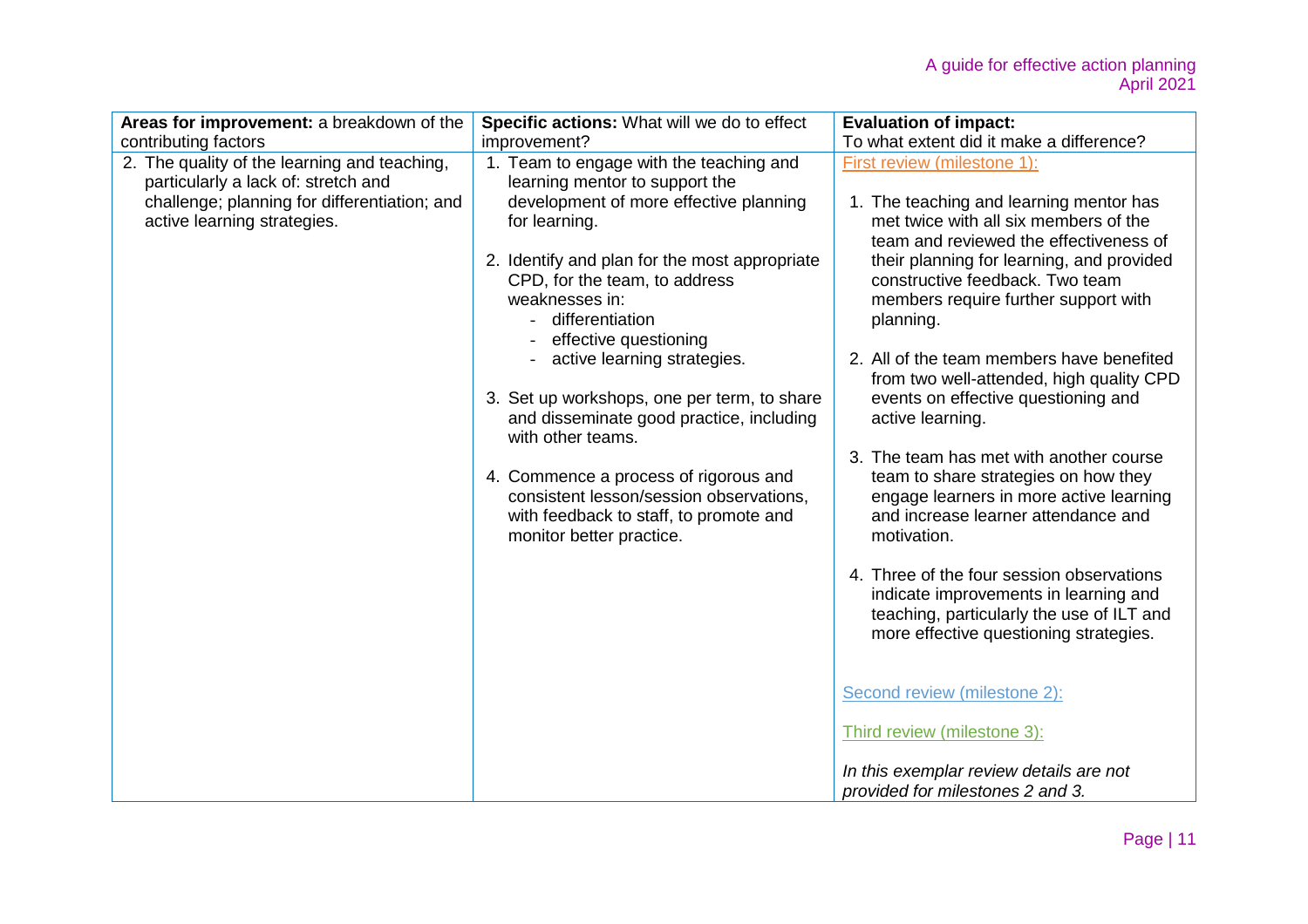| **Areas for improvement:** a breakdown of the contributing factors | **Specific actions:** What will we do to effect improvement? | **Evaluation of impact:** To what extent did it make a difference? |
|---|---|---|
| 2. The quality of the learning and teaching, particularly a lack of: stretch and challenge; planning for differentiation; and active learning strategies. | 1. Team to engage with the teaching and learning mentor to support the development of more effective planning for learning.<br><br>2. Identify and plan for the most appropriate CPD, for the team, to address weaknesses in:<br>- differentiation<br>- effective questioning<br>- active learning strategies.<br><br>3. Set up workshops, one per term, to share and disseminate good practice, including with other teams.<br><br>4. Commence a process of rigorous and consistent lesson/session observations, with feedback to staff, to promote and monitor better practice. | First review (milestone 1):<br><br>1. The teaching and learning mentor has met twice with all six members of the team and reviewed the effectiveness of their planning for learning, and provided constructive feedback. Two team members require further support with planning.<br><br>2. All of the team members have benefited from two well-attended, high quality CPD events on effective questioning and active learning.<br><br>3. The team has met with another course team to share strategies on how they engage learners in more active learning and increase learner attendance and motivation.<br><br>4. Three of the four session observations indicate improvements in learning and teaching, particularly the use of ILT and more effective questioning strategies.<br><br>Second review (milestone 2):<br><br>Third review (milestone 3):<br><br>*In this exemplar review details are not provided for milestones 2 and 3.* |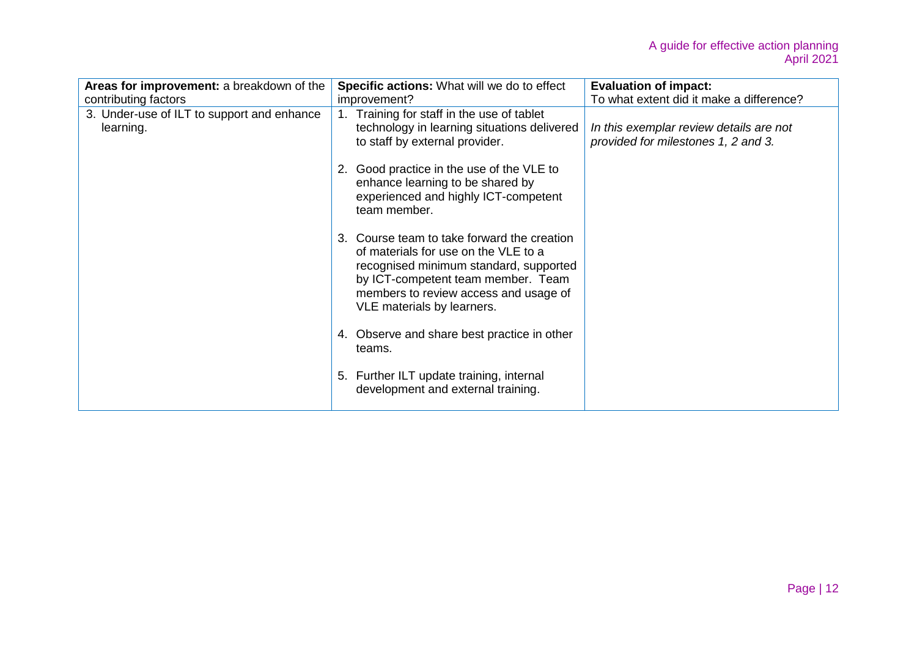| **Areas for improvement:** a breakdown of the contributing factors | **Specific actions:** What will we do to effect improvement? | **Evaluation of impact:** To what extent did it make a difference? |
|---|---|---|
| 3. Under-use of ILT to support and enhance learning. | 1. Training for staff in the use of tablet technology in learning situations delivered to staff by external provider.<br><br>2. Good practice in the use of the VLE to enhance learning to be shared by experienced and highly ICT-competent team member.<br><br>3. Course team to take forward the creation of materials for use on the VLE to a recognised minimum standard, supported by ICT-competent team member. Team members to review access and usage of VLE materials by learners.<br><br>4. Observe and share best practice in other teams.<br><br>5. Further ILT update training, internal development and external training. | *In this exemplar review details are not provided for milestones 1, 2 and 3.* |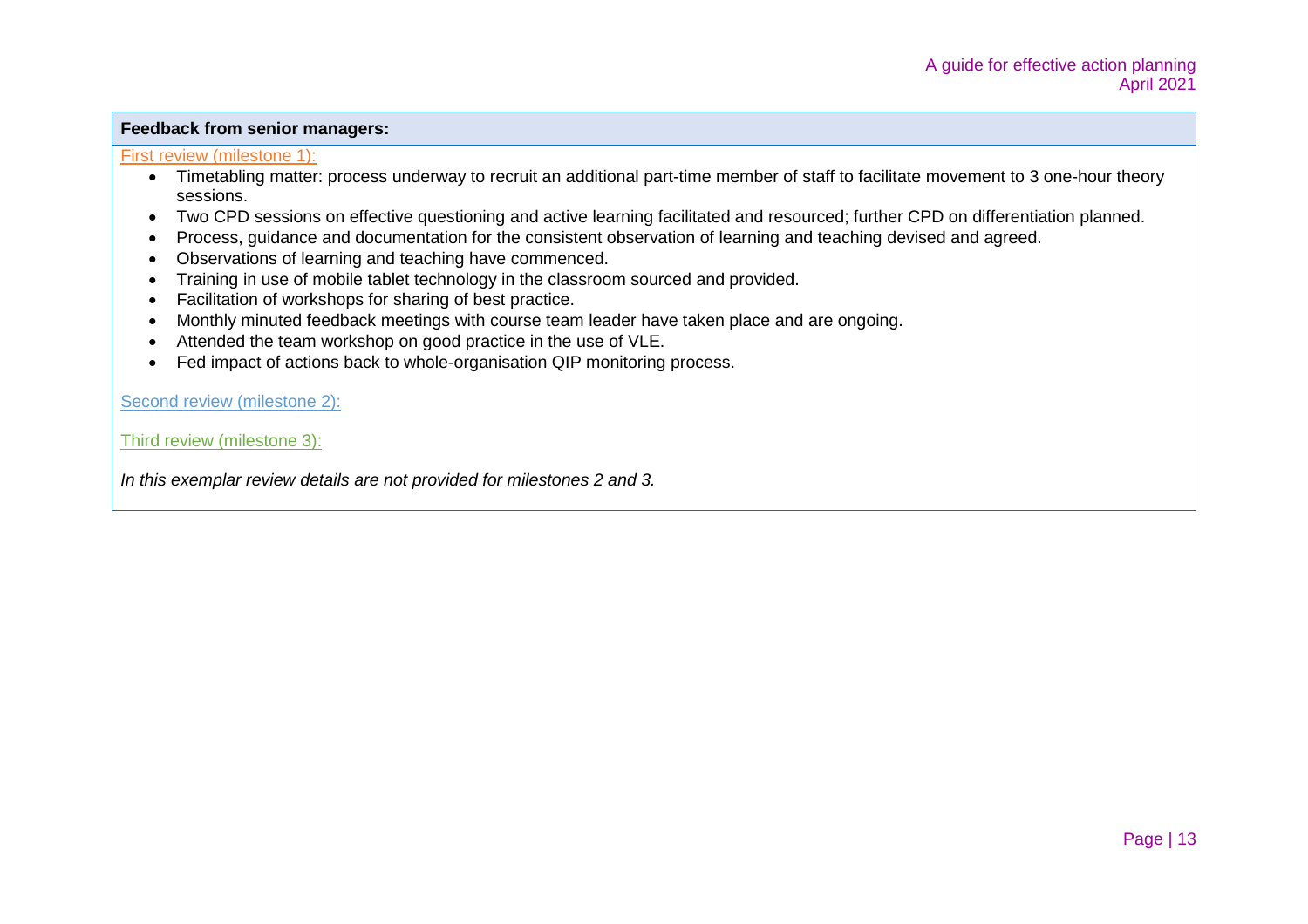**Feedback from senior managers:**

First review (milestone 1):

- Timetabling matter: process underway to recruit an additional part-time member of staff to facilitate movement to 3 one-hour theory sessions.
- Two CPD sessions on effective questioning and active learning facilitated and resourced; further CPD on differentiation planned.
- Process, guidance and documentation for the consistent observation of learning and teaching devised and agreed.
- Observations of learning and teaching have commenced.
- Training in use of mobile tablet technology in the classroom sourced and provided.
- Facilitation of workshops for sharing of best practice.
- Monthly minuted feedback meetings with course team leader have taken place and are ongoing.
- Attended the team workshop on good practice in the use of VLE.
- Fed impact of actions back to whole-organisation QIP monitoring process.

Second review (milestone 2):

Third review (milestone 3):

*In this exemplar review details are not provided for milestones 2 and 3.*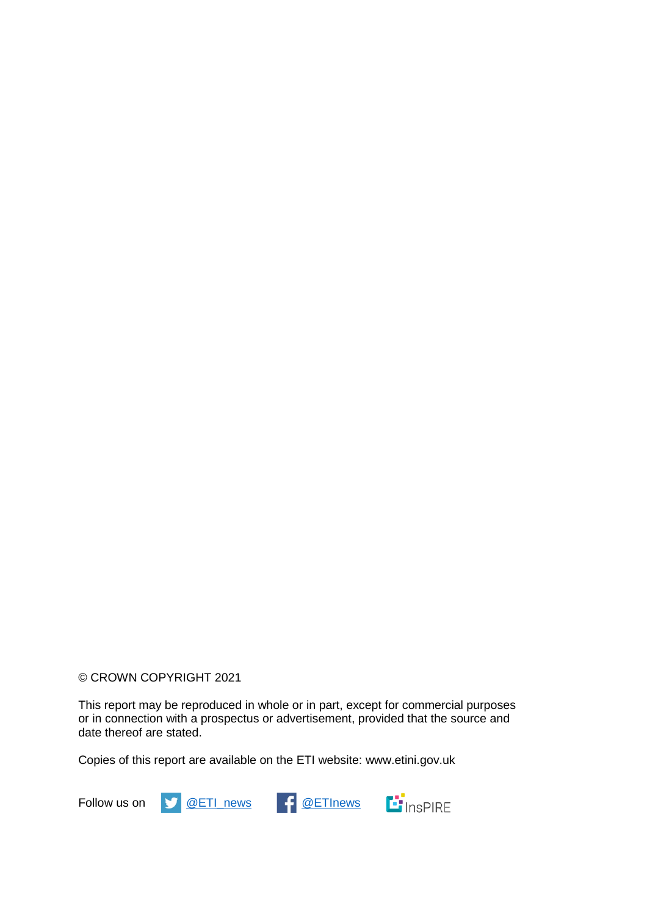© CROWN COPYRIGHT 2021

This report may be reproduced in whole or in part, except for commercial purposes or in connection with a prospectus or advertisement, provided that the source and date thereof are stated.

Copies of this report are available on the ETI website: www.etini.gov.uk

Follow us on @ETI_news @ETInews InsPIRE